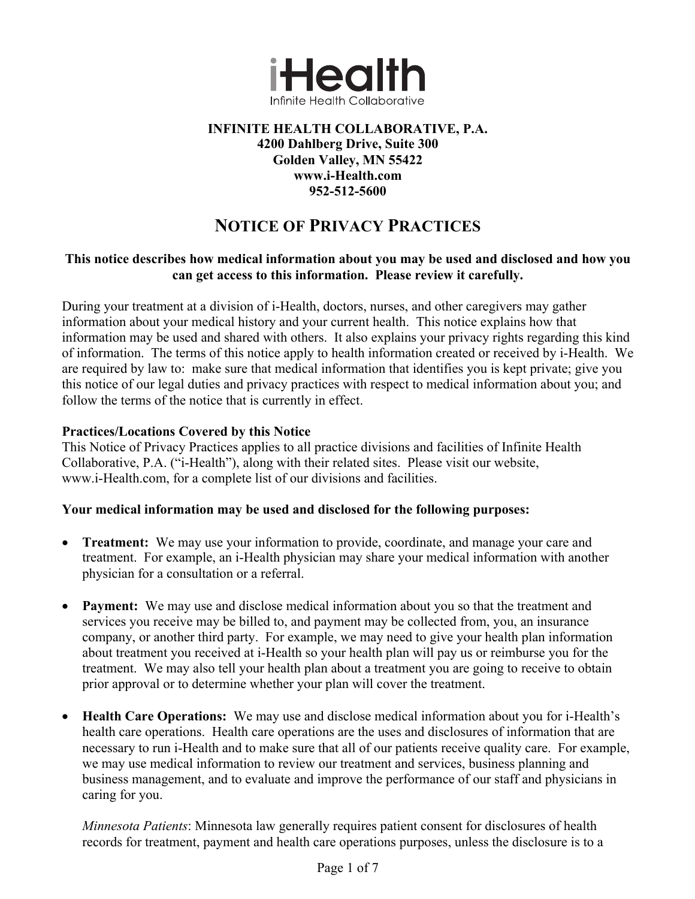**iHealth**
Infinite Health Collaborative

**INFINITE HEALTH COLLABORATIVE, P.A.**
**4200 Dahlberg Drive, Suite 300**
**Golden Valley, MN 55422**
**www.i-Health.com**
**952-512-5600**

# NOTICE OF PRIVACY PRACTICES

**This notice describes how medical information about you may be used and disclosed and how you can get access to this information. Please review it carefully.**

During your treatment at a division of i-Health, doctors, nurses, and other caregivers may gather information about your medical history and your current health. This notice explains how that information may be used and shared with others. It also explains your privacy rights regarding this kind of information. The terms of this notice apply to health information created or received by i-Health. We are required by law to: make sure that medical information that identifies you is kept private; give you this notice of our legal duties and privacy practices with respect to medical information about you; and follow the terms of the notice that is currently in effect.

**Practices/Locations Covered by this Notice**
This Notice of Privacy Practices applies to all practice divisions and facilities of Infinite Health Collaborative, P.A. ("i-Health"), along with their related sites. Please visit our website, www.i-Health.com, for a complete list of our divisions and facilities.

**Your medical information may be used and disclosed for the following purposes:**

- **Treatment:** We may use your information to provide, coordinate, and manage your care and treatment. For example, an i-Health physician may share your medical information with another physician for a consultation or a referral.

- **Payment:** We may use and disclose medical information about you so that the treatment and services you receive may be billed to, and payment may be collected from, you, an insurance company, or another third party. For example, we may need to give your health plan information about treatment you received at i-Health so your health plan will pay us or reimburse you for the treatment. We may also tell your health plan about a treatment you are going to receive to obtain prior approval or to determine whether your plan will cover the treatment.

- **Health Care Operations:** We may use and disclose medical information about you for i-Health's health care operations. Health care operations are the uses and disclosures of information that are necessary to run i-Health and to make sure that all of our patients receive quality care. For example, we may use medical information to review our treatment and services, business planning and business management, and to evaluate and improve the performance of our staff and physicians in caring for you.

  *Minnesota Patients*: Minnesota law generally requires patient consent for disclosures of health records for treatment, payment and health care operations purposes, unless the disclosure is to a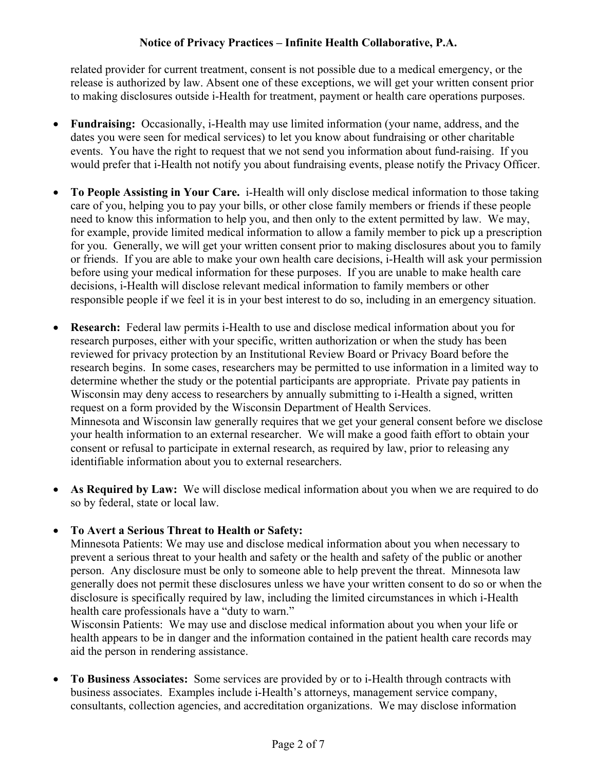related provider for current treatment, consent is not possible due to a medical emergency, or the release is authorized by law. Absent one of these exceptions, we will get your written consent prior to making disclosures outside i-Health for treatment, payment or health care operations purposes.

- **Fundraising:** Occasionally, i-Health may use limited information (your name, address, and the dates you were seen for medical services) to let you know about fundraising or other charitable events. You have the right to request that we not send you information about fund-raising. If you would prefer that i-Health not notify you about fundraising events, please notify the Privacy Officer.

- **To People Assisting in Your Care.** i-Health will only disclose medical information to those taking care of you, helping you to pay your bills, or other close family members or friends if these people need to know this information to help you, and then only to the extent permitted by law. We may, for example, provide limited medical information to allow a family member to pick up a prescription for you. Generally, we will get your written consent prior to making disclosures about you to family or friends. If you are able to make your own health care decisions, i-Health will ask your permission before using your medical information for these purposes. If you are unable to make health care decisions, i-Health will disclose relevant medical information to family members or other responsible people if we feel it is in your best interest to do so, including in an emergency situation.

- **Research:** Federal law permits i-Health to use and disclose medical information about you for research purposes, either with your specific, written authorization or when the study has been reviewed for privacy protection by an Institutional Review Board or Privacy Board before the research begins. In some cases, researchers may be permitted to use information in a limited way to determine whether the study or the potential participants are appropriate. Private pay patients in Wisconsin may deny access to researchers by annually submitting to i-Health a signed, written request on a form provided by the Wisconsin Department of Health Services.
  Minnesota and Wisconsin law generally requires that we get your general consent before we disclose your health information to an external researcher. We will make a good faith effort to obtain your consent or refusal to participate in external research, as required by law, prior to releasing any identifiable information about you to external researchers.

- **As Required by Law:** We will disclose medical information about you when we are required to do so by federal, state or local law.

- **To Avert a Serious Threat to Health or Safety:**
  Minnesota Patients: We may use and disclose medical information about you when necessary to prevent a serious threat to your health and safety or the health and safety of the public or another person. Any disclosure must be only to someone able to help prevent the threat. Minnesota law generally does not permit these disclosures unless we have your written consent to do so or when the disclosure is specifically required by law, including the limited circumstances in which i-Health health care professionals have a "duty to warn."
  Wisconsin Patients: We may use and disclose medical information about you when your life or health appears to be in danger and the information contained in the patient health care records may aid the person in rendering assistance.

- **To Business Associates:** Some services are provided by or to i-Health through contracts with business associates. Examples include i-Health's attorneys, management service company, consultants, collection agencies, and accreditation organizations. We may disclose information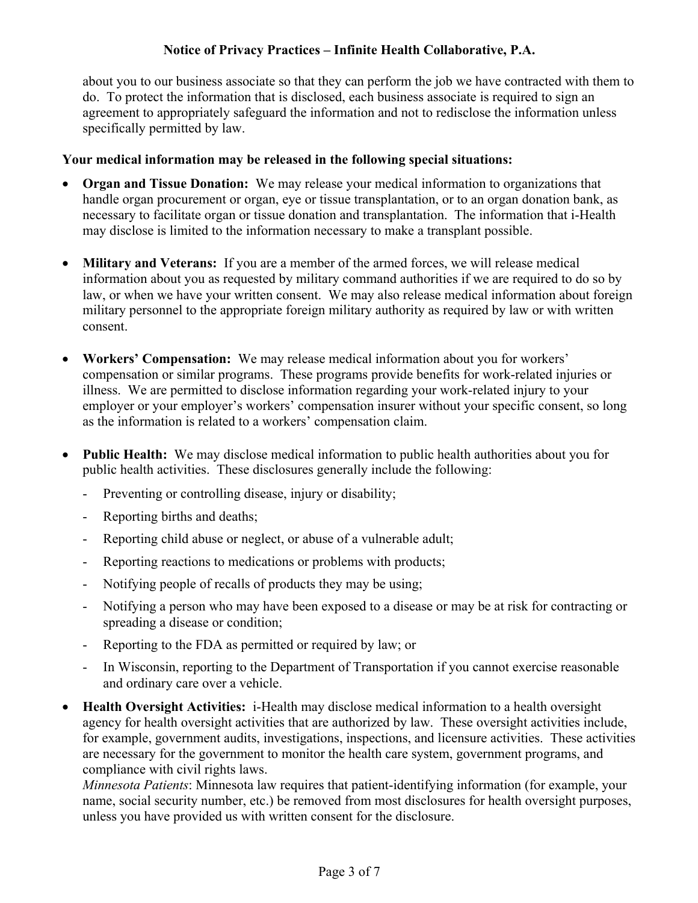about you to our business associate so that they can perform the job we have contracted with them to do. To protect the information that is disclosed, each business associate is required to sign an agreement to appropriately safeguard the information and not to redisclose the information unless specifically permitted by law.

**Your medical information may be released in the following special situations:**

- **Organ and Tissue Donation:** We may release your medical information to organizations that handle organ procurement or organ, eye or tissue transplantation, or to an organ donation bank, as necessary to facilitate organ or tissue donation and transplantation. The information that i-Health may disclose is limited to the information necessary to make a transplant possible.

- **Military and Veterans:** If you are a member of the armed forces, we will release medical information about you as requested by military command authorities if we are required to do so by law, or when we have your written consent. We may also release medical information about foreign military personnel to the appropriate foreign military authority as required by law or with written consent.

- **Workers' Compensation:** We may release medical information about you for workers' compensation or similar programs. These programs provide benefits for work-related injuries or illness. We are permitted to disclose information regarding your work-related injury to your employer or your employer's workers' compensation insurer without your specific consent, so long as the information is related to a workers' compensation claim.

- **Public Health:** We may disclose medical information to public health authorities about you for public health activities. These disclosures generally include the following:
  - Preventing or controlling disease, injury or disability;
  - Reporting births and deaths;
  - Reporting child abuse or neglect, or abuse of a vulnerable adult;
  - Reporting reactions to medications or problems with products;
  - Notifying people of recalls of products they may be using;
  - Notifying a person who may have been exposed to a disease or may be at risk for contracting or spreading a disease or condition;
  - Reporting to the FDA as permitted or required by law; or
  - In Wisconsin, reporting to the Department of Transportation if you cannot exercise reasonable and ordinary care over a vehicle.

- **Health Oversight Activities:** i-Health may disclose medical information to a health oversight agency for health oversight activities that are authorized by law. These oversight activities include, for example, government audits, investigations, inspections, and licensure activities. These activities are necessary for the government to monitor the health care system, government programs, and compliance with civil rights laws.
  *Minnesota Patients*: Minnesota law requires that patient-identifying information (for example, your name, social security number, etc.) be removed from most disclosures for health oversight purposes, unless you have provided us with written consent for the disclosure.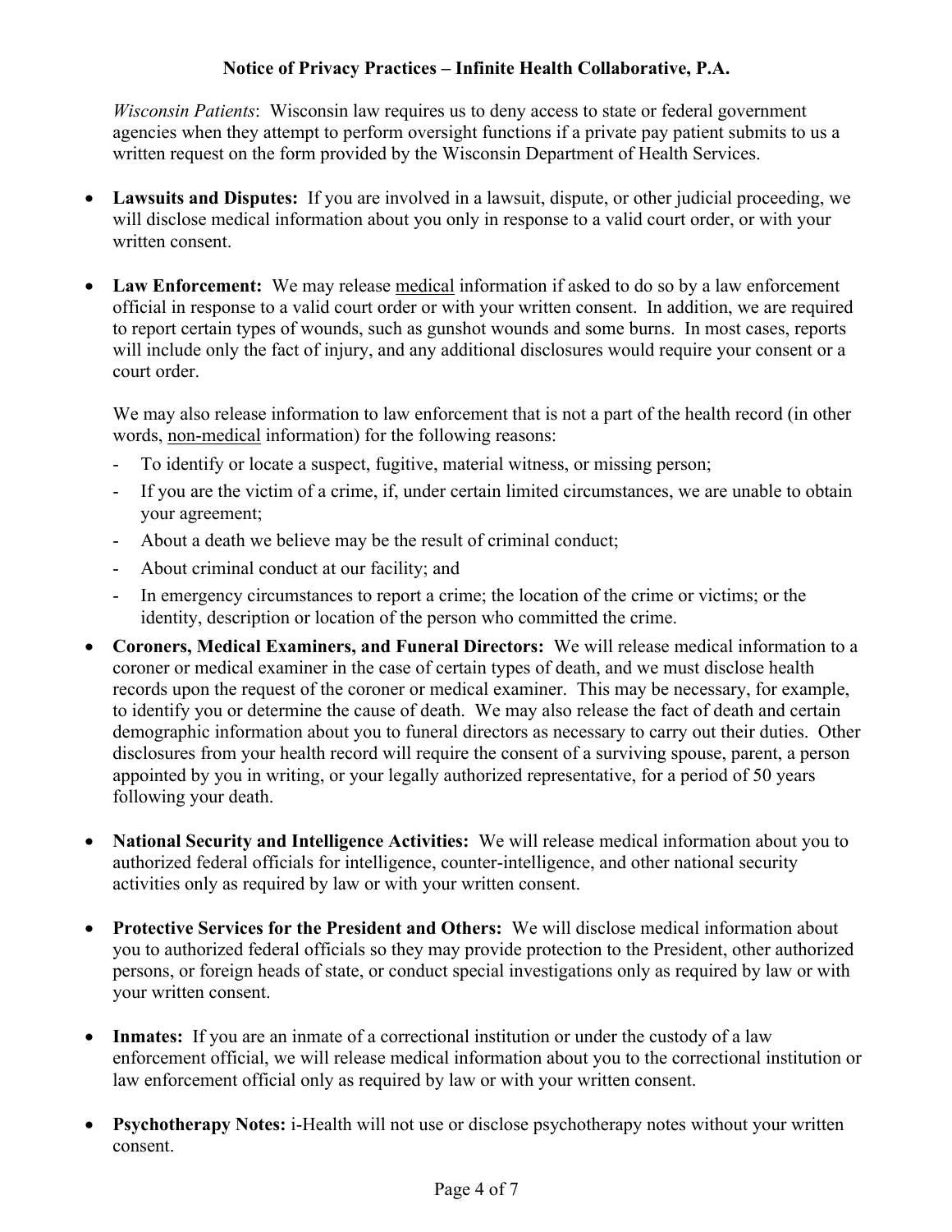*Wisconsin Patients*: Wisconsin law requires us to deny access to state or federal government agencies when they attempt to perform oversight functions if a private pay patient submits to us a written request on the form provided by the Wisconsin Department of Health Services.

- **Lawsuits and Disputes:** If you are involved in a lawsuit, dispute, or other judicial proceeding, we will disclose medical information about you only in response to a valid court order, or with your written consent.

- **Law Enforcement:** We may release <u>medical</u> information if asked to do so by a law enforcement official in response to a valid court order or with your written consent. In addition, we are required to report certain types of wounds, such as gunshot wounds and some burns. In most cases, reports will include only the fact of injury, and any additional disclosures would require your consent or a court order.

  We may also release information to law enforcement that is not a part of the health record (in other words, <u>non-medical</u> information) for the following reasons:
  - To identify or locate a suspect, fugitive, material witness, or missing person;
  - If you are the victim of a crime, if, under certain limited circumstances, we are unable to obtain your agreement;
  - About a death we believe may be the result of criminal conduct;
  - About criminal conduct at our facility; and
  - In emergency circumstances to report a crime; the location of the crime or victims; or the identity, description or location of the person who committed the crime.

- **Coroners, Medical Examiners, and Funeral Directors:** We will release medical information to a coroner or medical examiner in the case of certain types of death, and we must disclose health records upon the request of the coroner or medical examiner. This may be necessary, for example, to identify you or determine the cause of death. We may also release the fact of death and certain demographic information about you to funeral directors as necessary to carry out their duties. Other disclosures from your health record will require the consent of a surviving spouse, parent, a person appointed by you in writing, or your legally authorized representative, for a period of 50 years following your death.

- **National Security and Intelligence Activities:** We will release medical information about you to authorized federal officials for intelligence, counter-intelligence, and other national security activities only as required by law or with your written consent.

- **Protective Services for the President and Others:** We will disclose medical information about you to authorized federal officials so they may provide protection to the President, other authorized persons, or foreign heads of state, or conduct special investigations only as required by law or with your written consent.

- **Inmates:** If you are an inmate of a correctional institution or under the custody of a law enforcement official, we will release medical information about you to the correctional institution or law enforcement official only as required by law or with your written consent.

- **Psychotherapy Notes:** i-Health will not use or disclose psychotherapy notes without your written consent.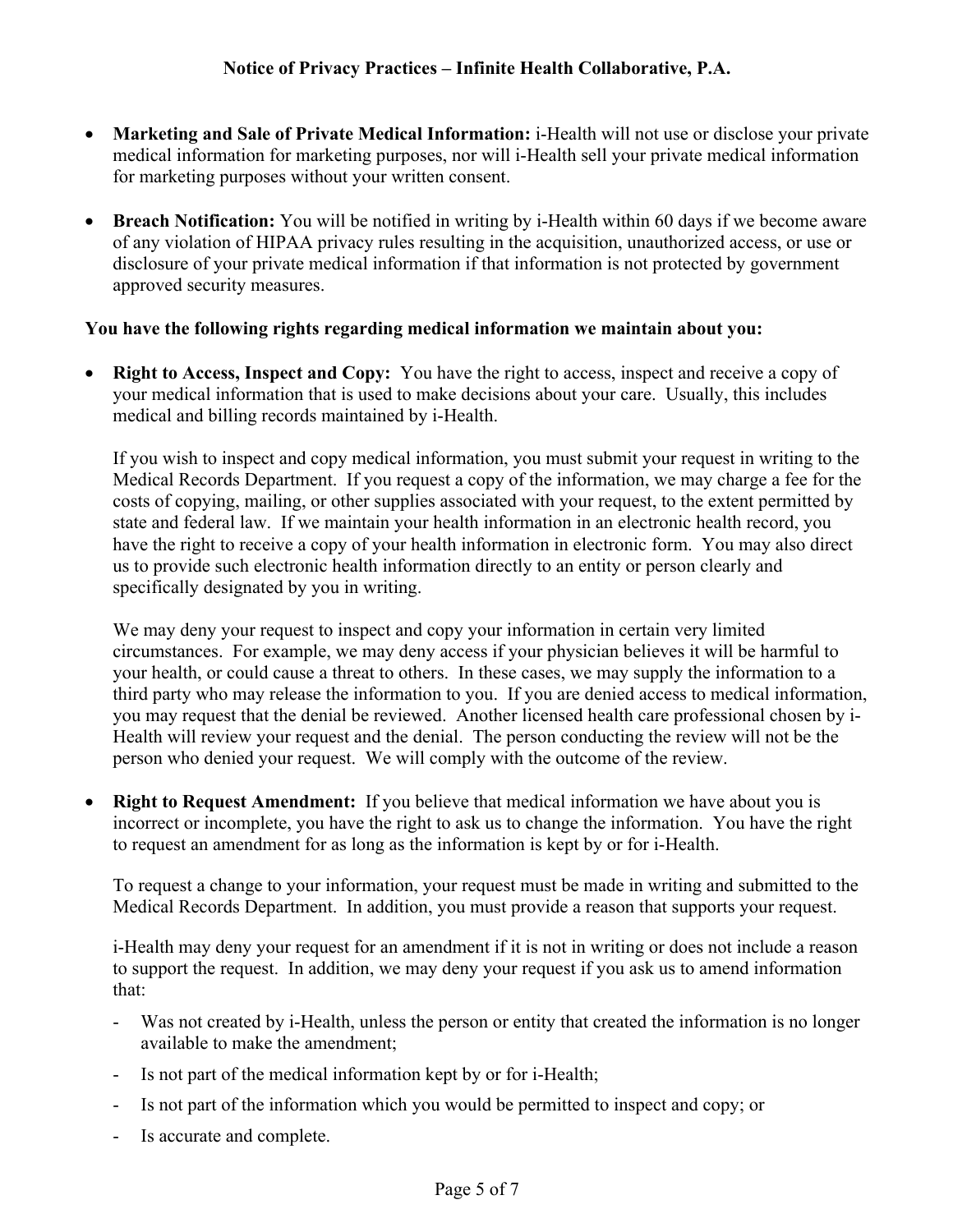- **Marketing and Sale of Private Medical Information:** i-Health will not use or disclose your private medical information for marketing purposes, nor will i-Health sell your private medical information for marketing purposes without your written consent.

- **Breach Notification:** You will be notified in writing by i-Health within 60 days if we become aware of any violation of HIPAA privacy rules resulting in the acquisition, unauthorized access, or use or disclosure of your private medical information if that information is not protected by government approved security measures.

**You have the following rights regarding medical information we maintain about you:**

- **Right to Access, Inspect and Copy:** You have the right to access, inspect and receive a copy of your medical information that is used to make decisions about your care. Usually, this includes medical and billing records maintained by i-Health.

  If you wish to inspect and copy medical information, you must submit your request in writing to the Medical Records Department. If you request a copy of the information, we may charge a fee for the costs of copying, mailing, or other supplies associated with your request, to the extent permitted by state and federal law. If we maintain your health information in an electronic health record, you have the right to receive a copy of your health information in electronic form. You may also direct us to provide such electronic health information directly to an entity or person clearly and specifically designated by you in writing.

  We may deny your request to inspect and copy your information in certain very limited circumstances. For example, we may deny access if your physician believes it will be harmful to your health, or could cause a threat to others. In these cases, we may supply the information to a third party who may release the information to you. If you are denied access to medical information, you may request that the denial be reviewed. Another licensed health care professional chosen by i-Health will review your request and the denial. The person conducting the review will not be the person who denied your request. We will comply with the outcome of the review.

- **Right to Request Amendment:** If you believe that medical information we have about you is incorrect or incomplete, you have the right to ask us to change the information. You have the right to request an amendment for as long as the information is kept by or for i-Health.

  To request a change to your information, your request must be made in writing and submitted to the Medical Records Department. In addition, you must provide a reason that supports your request.

  i-Health may deny your request for an amendment if it is not in writing or does not include a reason to support the request. In addition, we may deny your request if you ask us to amend information that:

  - Was not created by i-Health, unless the person or entity that created the information is no longer available to make the amendment;
  - Is not part of the medical information kept by or for i-Health;
  - Is not part of the information which you would be permitted to inspect and copy; or
  - Is accurate and complete.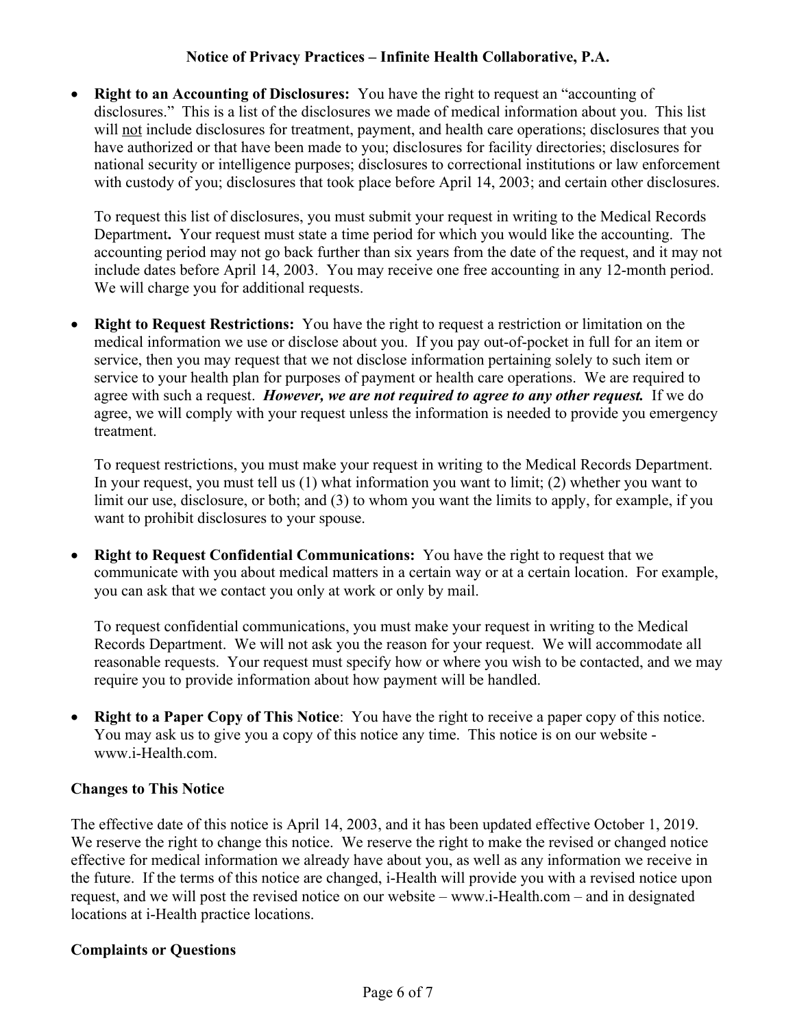- **Right to an Accounting of Disclosures:** You have the right to request an "accounting of disclosures." This is a list of the disclosures we made of medical information about you. This list will not include disclosures for treatment, payment, and health care operations; disclosures that you have authorized or that have been made to you; disclosures for facility directories; disclosures for national security or intelligence purposes; disclosures to correctional institutions or law enforcement with custody of you; disclosures that took place before April 14, 2003; and certain other disclosures.

  To request this list of disclosures, you must submit your request in writing to the Medical Records Department**.** Your request must state a time period for which you would like the accounting. The accounting period may not go back further than six years from the date of the request, and it may not include dates before April 14, 2003. You may receive one free accounting in any 12-month period. We will charge you for additional requests.

- **Right to Request Restrictions:** You have the right to request a restriction or limitation on the medical information we use or disclose about you. If you pay out-of-pocket in full for an item or service, then you may request that we not disclose information pertaining solely to such item or service to your health plan for purposes of payment or health care operations. We are required to agree with such a request. ***However, we are not required to agree to any other request.*** If we do agree, we will comply with your request unless the information is needed to provide you emergency treatment.

  To request restrictions, you must make your request in writing to the Medical Records Department. In your request, you must tell us (1) what information you want to limit; (2) whether you want to limit our use, disclosure, or both; and (3) to whom you want the limits to apply, for example, if you want to prohibit disclosures to your spouse.

- **Right to Request Confidential Communications:** You have the right to request that we communicate with you about medical matters in a certain way or at a certain location. For example, you can ask that we contact you only at work or only by mail.

  To request confidential communications, you must make your request in writing to the Medical Records Department. We will not ask you the reason for your request. We will accommodate all reasonable requests. Your request must specify how or where you wish to be contacted, and we may require you to provide information about how payment will be handled.

- **Right to a Paper Copy of This Notice**: You have the right to receive a paper copy of this notice. You may ask us to give you a copy of this notice any time. This notice is on our website - www.i-Health.com.

**Changes to This Notice**

The effective date of this notice is April 14, 2003, and it has been updated effective October 1, 2019. We reserve the right to change this notice. We reserve the right to make the revised or changed notice effective for medical information we already have about you, as well as any information we receive in the future. If the terms of this notice are changed, i-Health will provide you with a revised notice upon request, and we will post the revised notice on our website – www.i-Health.com – and in designated locations at i-Health practice locations.

**Complaints or Questions**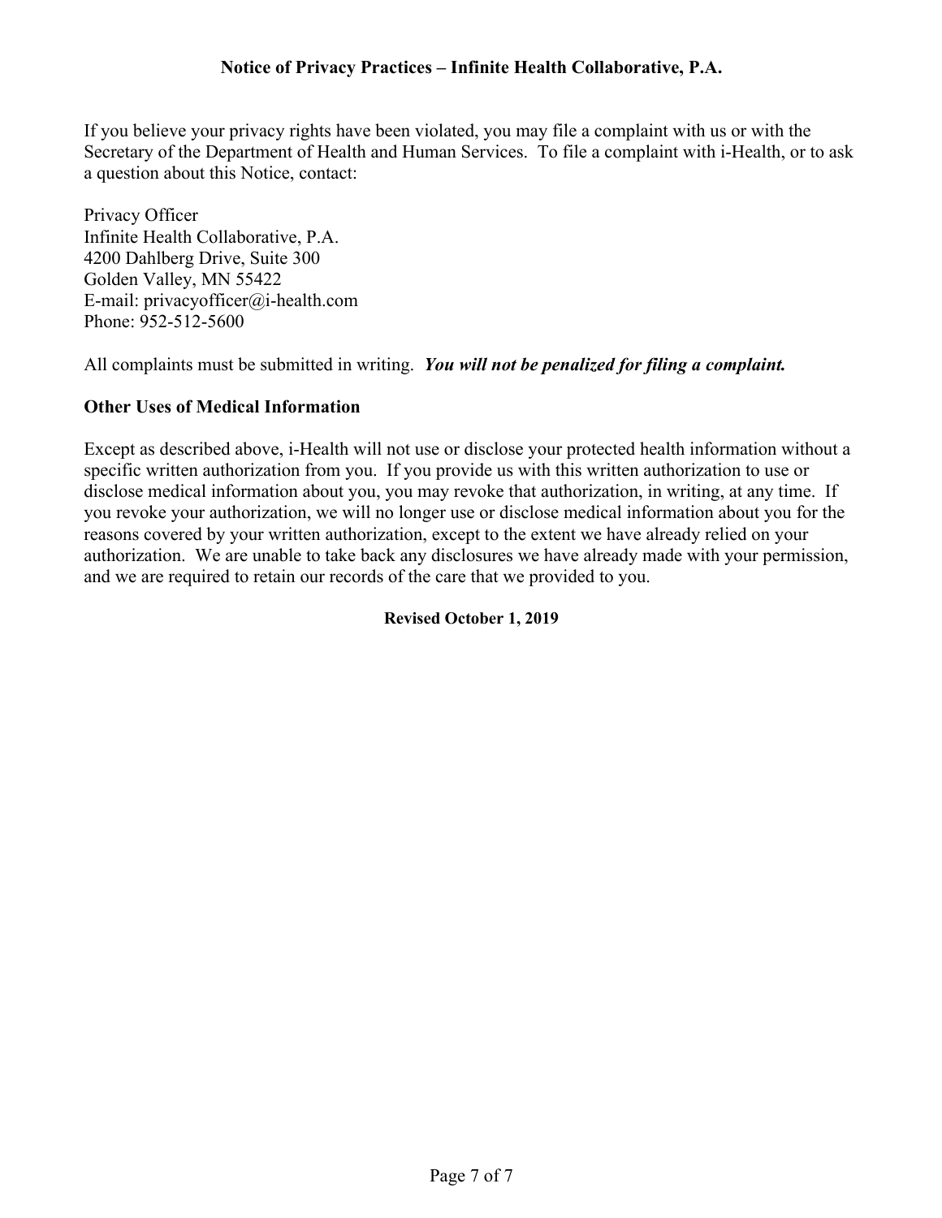If you believe your privacy rights have been violated, you may file a complaint with us or with the Secretary of the Department of Health and Human Services. To file a complaint with i-Health, or to ask a question about this Notice, contact:

Privacy Officer
Infinite Health Collaborative, P.A.
4200 Dahlberg Drive, Suite 300
Golden Valley, MN 55422
E-mail: privacyofficer@i-health.com
Phone: 952-512-5600

All complaints must be submitted in writing. ***You will not be penalized for filing a complaint.***

**Other Uses of Medical Information**

Except as described above, i-Health will not use or disclose your protected health information without a specific written authorization from you. If you provide us with this written authorization to use or disclose medical information about you, you may revoke that authorization, in writing, at any time. If you revoke your authorization, we will no longer use or disclose medical information about you for the reasons covered by your written authorization, except to the extent we have already relied on your authorization. We are unable to take back any disclosures we have already made with your permission, and we are required to retain our records of the care that we provided to you.

**Revised October 1, 2019**